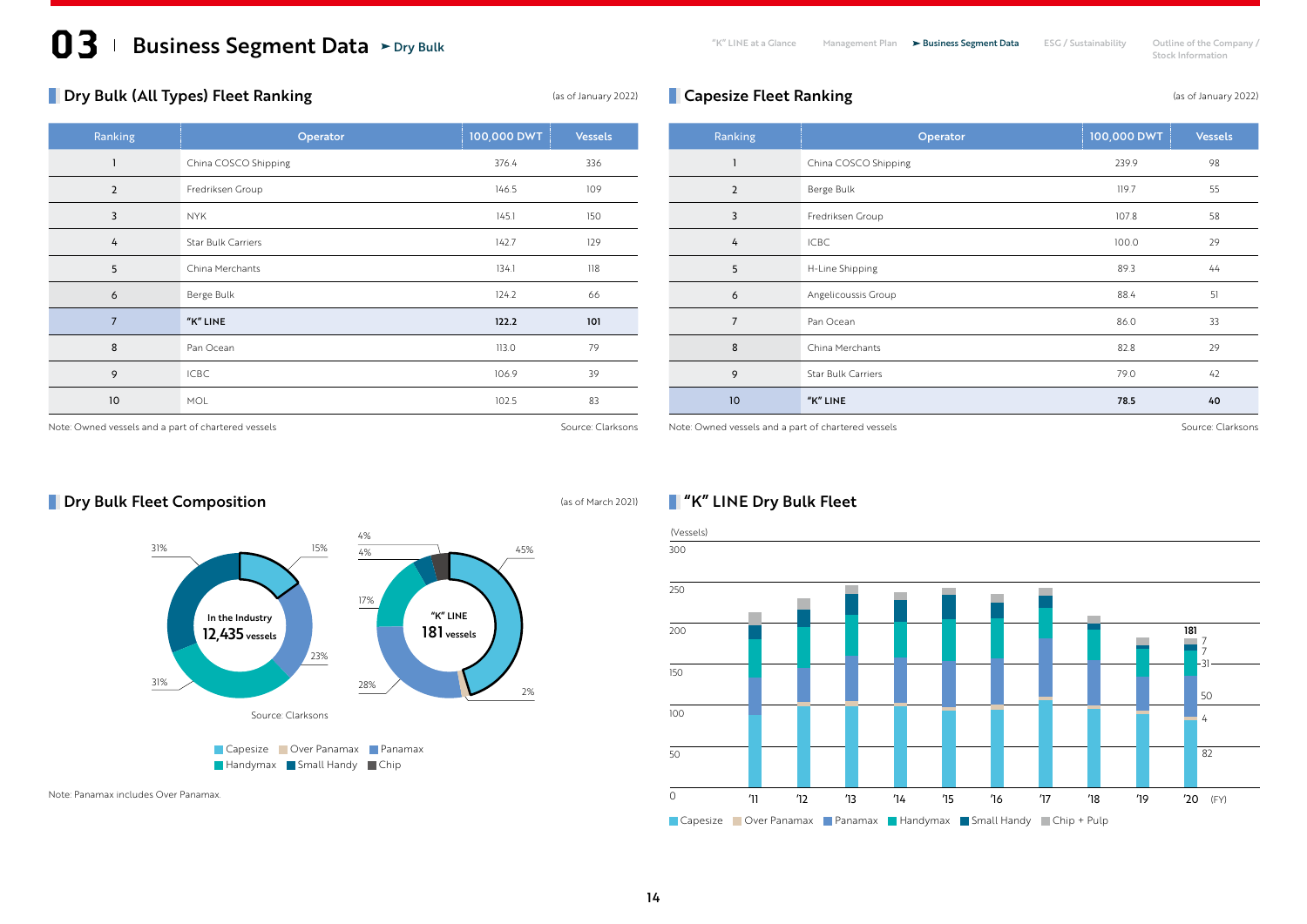# 03 Business Segment Data ➤ Dry Bulk

## Dry Bulk (All Types) Fleet Ranking

(as of January 2022)

| Ranking | Operator | 100,000 DWT | Vessels |
|---|---|---|---|
| 1 | China COSCO Shipping | 376.4 | 336 |
| 2 | Fredriksen Group | 146.5 | 109 |
| 3 | NYK | 145.1 | 150 |
| 4 | Star Bulk Carriers | 142.7 | 129 |
| 5 | China Merchants | 134.1 | 118 |
| 6 | Berge Bulk | 124.2 | 66 |
| 7 | **"K" LINE** | **122.2** | **101** |
| 8 | Pan Ocean | 113.0 | 79 |
| 9 | ICBC | 106.9 | 39 |
| 10 | MOL | 102.5 | 83 |

Note: Owned vessels and a part of chartered vessels

Source: Clarksons

## Capesize Fleet Ranking

(as of January 2022)

| Ranking | Operator | 100,000 DWT | Vessels |
|---|---|---|---|
| 1 | China COSCO Shipping | 239.9 | 98 |
| 2 | Berge Bulk | 119.7 | 55 |
| 3 | Fredriksen Group | 107.8 | 58 |
| 4 | ICBC | 100.0 | 29 |
| 5 | H-Line Shipping | 89.3 | 44 |
| 6 | Angelicoussis Group | 88.4 | 51 |
| 7 | Pan Ocean | 86.0 | 33 |
| 8 | China Merchants | 82.8 | 29 |
| 9 | Star Bulk Carriers | 79.0 | 42 |
| 10 | **"K" LINE** | **78.5** | **40** |

Note: Owned vessels and a part of chartered vessels

Source: Clarksons

## Dry Bulk Fleet Composition

(as of March 2021)

| | Capesize | Over Panamax | Panamax | Handymax | Small Handy | Chip |
|---|---|---|---|---|---|---|
| In the Industry (12,435 vessels) | 15% | | 23% | 31% | 31% | |
| "K" LINE (181 vessels) | 45% | 2% | 28% | 17% | 4% | 4% |

Source: Clarksons

Note: Panamax includes Over Panamax.

## "K" LINE Dry Bulk Fleet

(Vessels)

FY2020 (total 181): Capesize 82, Over Panamax 4, Panamax 50, Handymax 31, Small Handy 7, Chip + Pulp 7

Legend: Capesize, Over Panamax, Panamax, Handymax, Small Handy, Chip + Pulp

FY: '11 – '20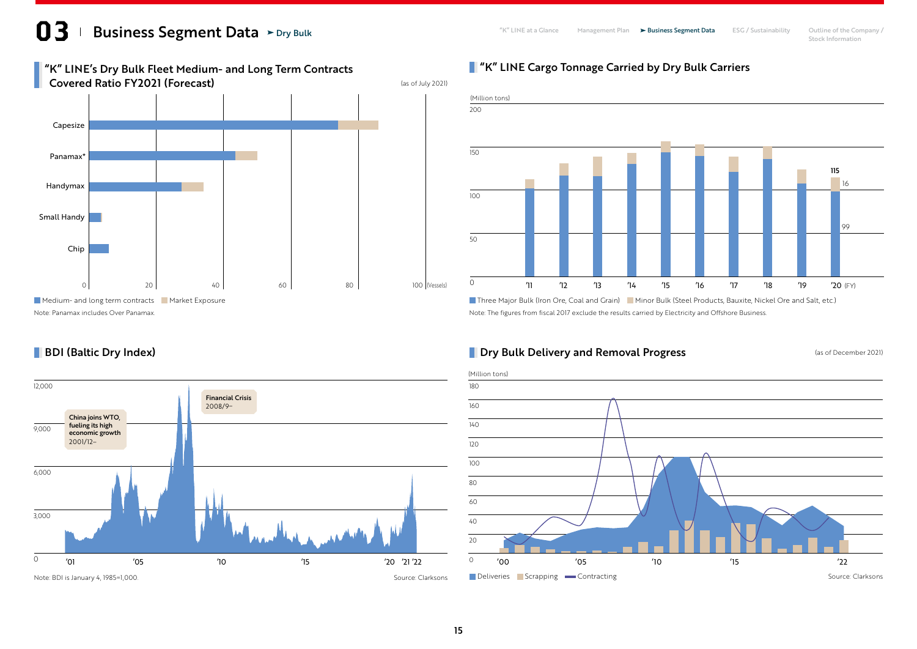# 03 Business Segment Data ➤ Dry Bulk

## "K" LINE's Dry Bulk Fleet Medium- and Long Term Contracts Covered Ratio FY2021 (Forecast)

(as of July 2021)

Capesize
Panamax*
Handymax
Small Handy
Chip

0 20 40 60 80 100 (Vessels)

Medium- and long term contracts / Market Exposure

Note: Panamax includes Over Panamax.

## "K" LINE Cargo Tonnage Carried by Dry Bulk Carriers

(Million tons)

200 / 150 / 100 / 50 / 0

'11 '12 '13 '14 '15 '16 '17 '18 '19 '20 (FY)

115
16
99

Three Major Bulk (Iron Ore, Coal and Grain) / Minor Bulk (Steel Products, Bauxite, Nickel Ore and Salt, etc.)

Note: The figures from fiscal 2017 exclude the results carried by Electricity and Offshore Business.

## BDI (Baltic Dry Index)

12,000 / 9,000 / 6,000 / 3,000 / 0

'01 '05 '10 '15 '20 '21 '22

China joins WTO, fueling its high economic growth 2001/12–

Financial Crisis 2008/9–

Note: BDI is January 4, 1985=1,000.

Source: Clarksons

## Dry Bulk Delivery and Removal Progress

(as of December 2021)

(Million tons)

180 / 160 / 140 / 120 / 100 / 80 / 60 / 40 / 20 / 0

'00 '05 '10 '15 '22

Deliveries / Scrapping / Contracting

Source: Clarksons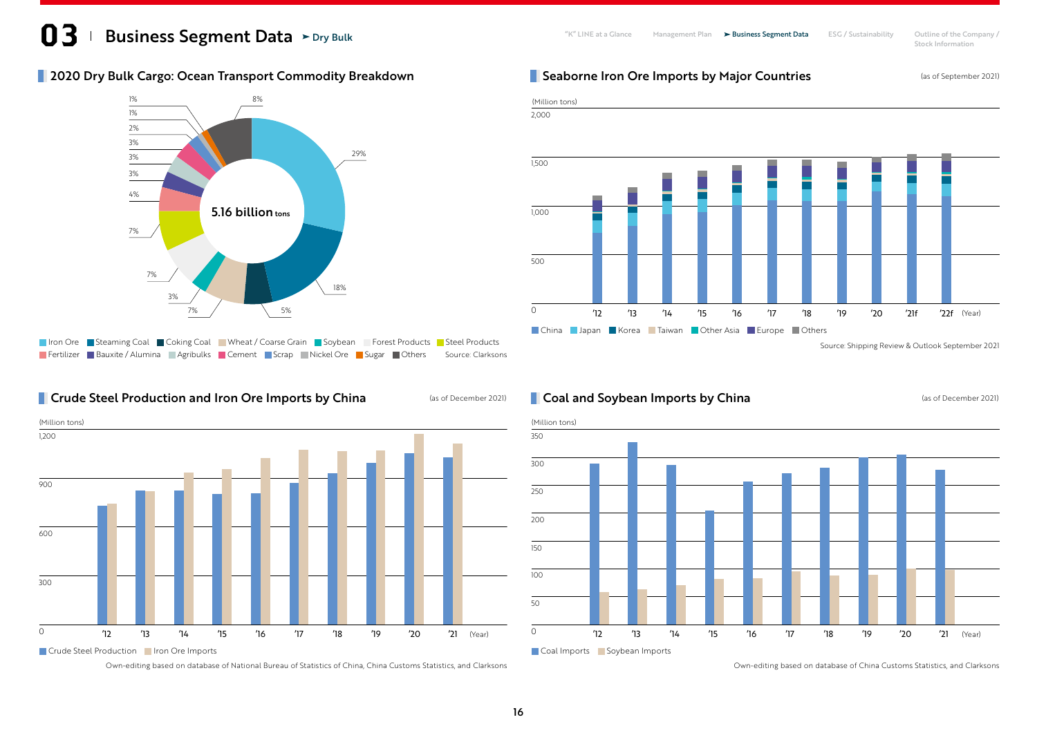# 03 Business Segment Data ➤ Dry Bulk

## 2020 Dry Bulk Cargo: Ocean Transport Commodity Breakdown

5.16 billion tons

1%
1%
2%
3%
3%
3%
4%
7%
7%
3%
7%
5%
18%
29%
8%

Iron Ore, Steaming Coal, Coking Coal, Wheat / Coarse Grain, Soybean, Forest Products, Steel Products, Fertilizer, Bauxite / Alumina, Agribulks, Cement, Scrap, Nickel Ore, Sugar, Others

Source: Clarksons

## Seaborne Iron Ore Imports by Major Countries

(as of September 2021)

(Million tons)

2,000
1,500
1,000
500
0

'12 '13 '14 '15 '16 '17 '18 '19 '20 '21f '22f (Year)

China, Japan, Korea, Taiwan, Other Asia, Europe, Others

Source: Shipping Review & Outlook September 2021

## Crude Steel Production and Iron Ore Imports by China

(as of December 2021)

(Million tons)

1,200
900
600
300
0

'12 '13 '14 '15 '16 '17 '18 '19 '20 '21 (Year)

Crude Steel Production, Iron Ore Imports

Own-editing based on database of National Bureau of Statistics of China, China Customs Statistics, and Clarksons

## Coal and Soybean Imports by China

(as of December 2021)

(Million tons)

350
300
250
200
150
100
50
0

'12 '13 '14 '15 '16 '17 '18 '19 '20 '21 (Year)

Coal Imports, Soybean Imports

Own-editing based on database of China Customs Statistics, and Clarksons